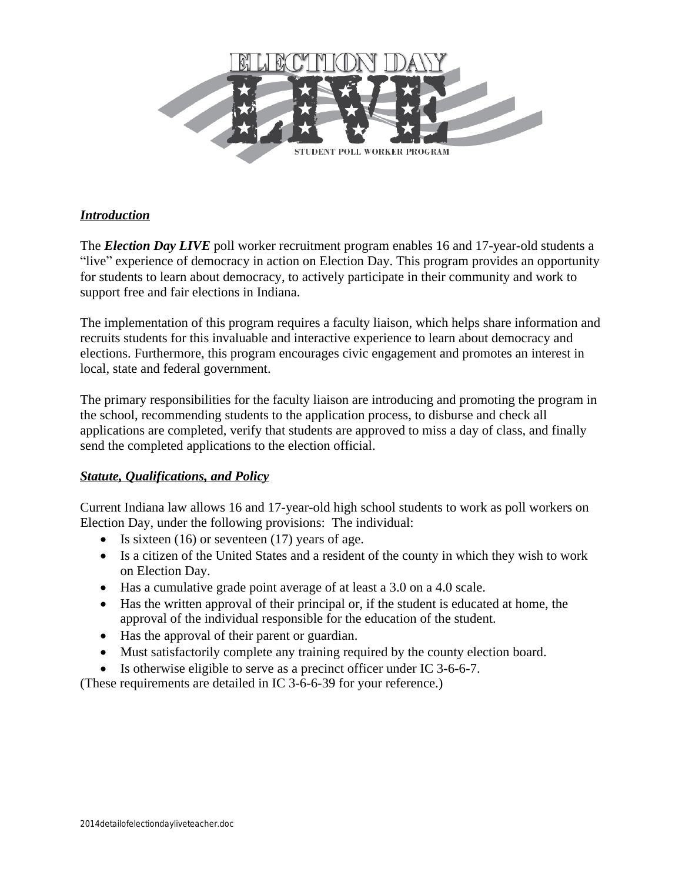# ELECTION DAY LIVE

STUDENT POLL WORKER PROGRAM

***Introduction***

The ***Election Day LIVE*** poll worker recruitment program enables 16 and 17-year-old students a "live" experience of democracy in action on Election Day. This program provides an opportunity for students to learn about democracy, to actively participate in their community and work to support free and fair elections in Indiana.

The implementation of this program requires a faculty liaison, which helps share information and recruits students for this invaluable and interactive experience to learn about democracy and elections. Furthermore, this program encourages civic engagement and promotes an interest in local, state and federal government.

The primary responsibilities for the faculty liaison are introducing and promoting the program in the school, recommending students to the application process, to disburse and check all applications are completed, verify that students are approved to miss a day of class, and finally send the completed applications to the election official.

***Statute, Qualifications, and Policy***

Current Indiana law allows 16 and 17-year-old high school students to work as poll workers on Election Day, under the following provisions: The individual:

- Is sixteen (16) or seventeen (17) years of age.
- Is a citizen of the United States and a resident of the county in which they wish to work on Election Day.
- Has a cumulative grade point average of at least a 3.0 on a 4.0 scale.
- Has the written approval of their principal or, if the student is educated at home, the approval of the individual responsible for the education of the student.
- Has the approval of their parent or guardian.
- Must satisfactorily complete any training required by the county election board.
- Is otherwise eligible to serve as a precinct officer under IC 3-6-6-7.

(These requirements are detailed in IC 3-6-6-39 for your reference.)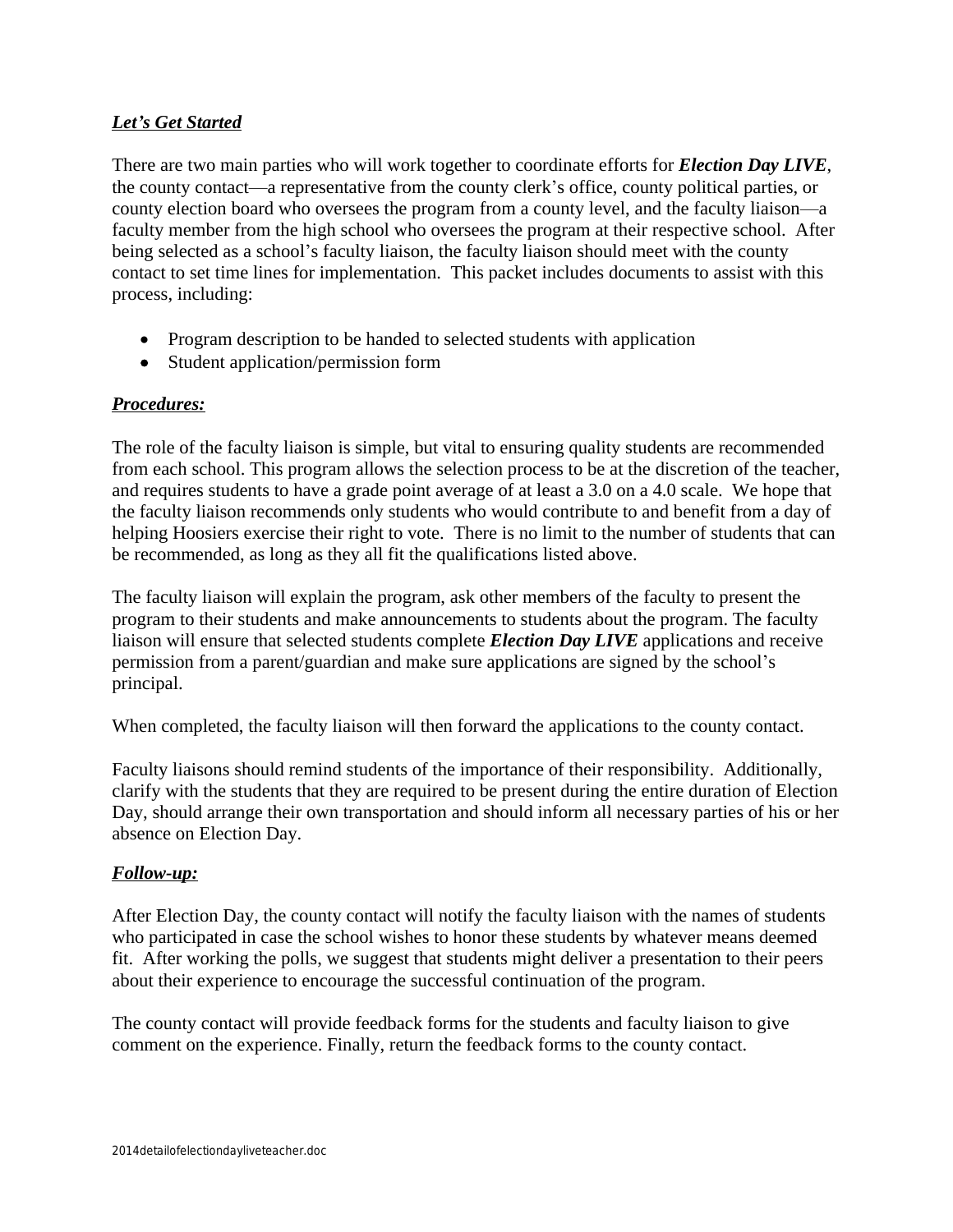***Let's Get Started***

There are two main parties who will work together to coordinate efforts for ***Election Day LIVE***, the county contact—a representative from the county clerk's office, county political parties, or county election board who oversees the program from a county level, and the faculty liaison—a faculty member from the high school who oversees the program at their respective school. After being selected as a school's faculty liaison, the faculty liaison should meet with the county contact to set time lines for implementation. This packet includes documents to assist with this process, including:

- Program description to be handed to selected students with application
- Student application/permission form

***Procedures:***

The role of the faculty liaison is simple, but vital to ensuring quality students are recommended from each school. This program allows the selection process to be at the discretion of the teacher, and requires students to have a grade point average of at least a 3.0 on a 4.0 scale. We hope that the faculty liaison recommends only students who would contribute to and benefit from a day of helping Hoosiers exercise their right to vote. There is no limit to the number of students that can be recommended, as long as they all fit the qualifications listed above.

The faculty liaison will explain the program, ask other members of the faculty to present the program to their students and make announcements to students about the program. The faculty liaison will ensure that selected students complete ***Election Day LIVE*** applications and receive permission from a parent/guardian and make sure applications are signed by the school's principal.

When completed, the faculty liaison will then forward the applications to the county contact.

Faculty liaisons should remind students of the importance of their responsibility. Additionally, clarify with the students that they are required to be present during the entire duration of Election Day, should arrange their own transportation and should inform all necessary parties of his or her absence on Election Day.

***Follow-up:***

After Election Day, the county contact will notify the faculty liaison with the names of students who participated in case the school wishes to honor these students by whatever means deemed fit. After working the polls, we suggest that students might deliver a presentation to their peers about their experience to encourage the successful continuation of the program.

The county contact will provide feedback forms for the students and faculty liaison to give comment on the experience. Finally, return the feedback forms to the county contact.